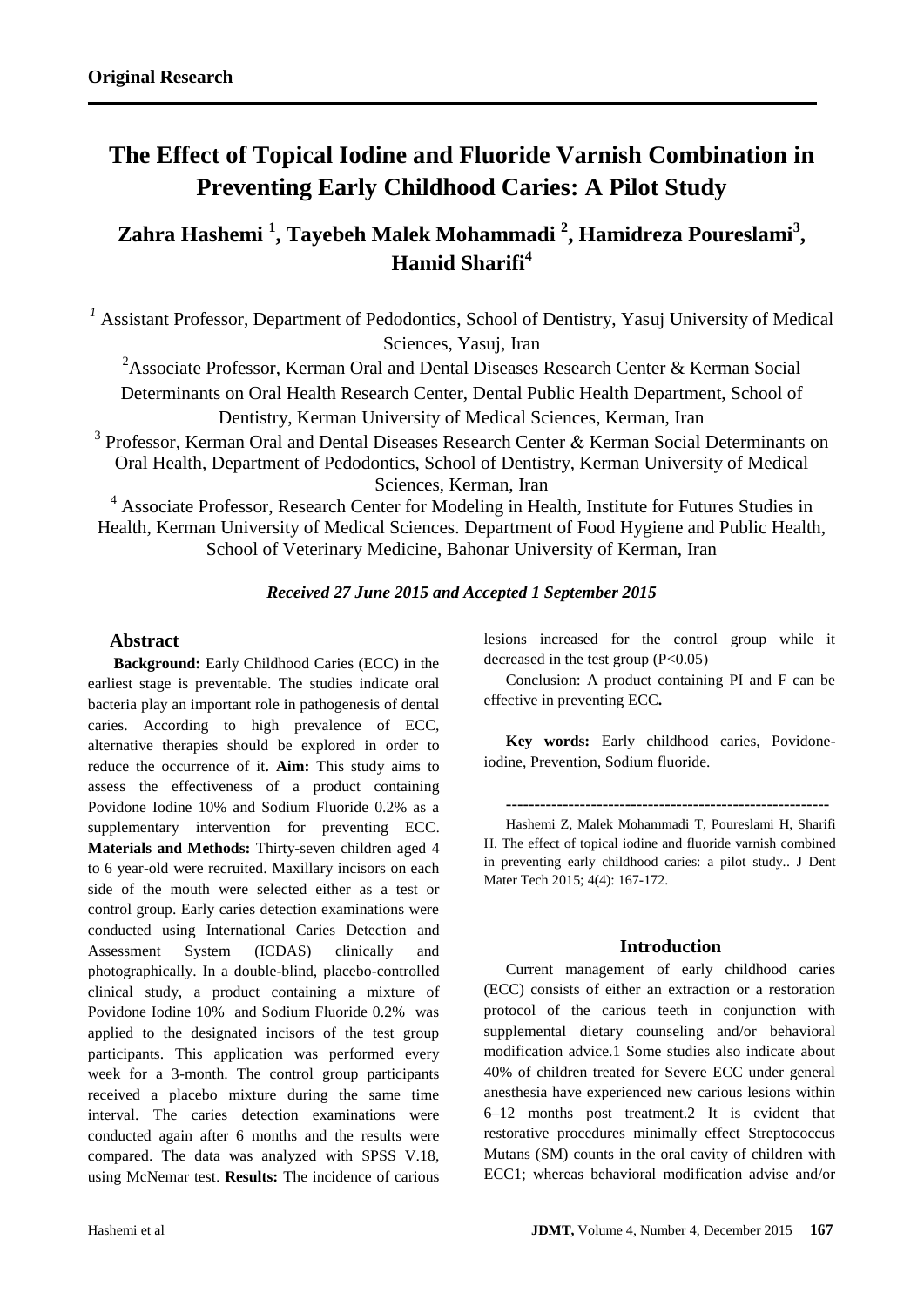**Original Research**

# The Effect of Topical Iodine and Fluoride Varnish Combination in Preventing Early Childhood Caries: A Pilot Study

## Zahra Hashemi [1], Tayebeh Malek Mohammadi [2], Hamidreza Poureslami[3], Hamid Sharifi[4]

[1] Assistant Professor, Department of Pedodontics, School of Dentistry, Yasuj University of Medical Sciences, Yasuj, Iran

[2]Associate Professor, Kerman Oral and Dental Diseases Research Center & Kerman Social Determinants on Oral Health Research Center, Dental Public Health Department, School of Dentistry, Kerman University of Medical Sciences, Kerman, Iran

[3] Professor, Kerman Oral and Dental Diseases Research Center & Kerman Social Determinants on Oral Health, Department of Pedodontics, School of Dentistry, Kerman University of Medical Sciences, Kerman, Iran

[4] Associate Professor, Research Center for Modeling in Health, Institute for Futures Studies in Health, Kerman University of Medical Sciences. Department of Food Hygiene and Public Health, School of Veterinary Medicine, Bahonar University of Kerman, Iran

***Received 27 June 2015 and Accepted 1 September 2015***

### Abstract

**Background:** Early Childhood Caries (ECC) in the earliest stage is preventable. The studies indicate oral bacteria play an important role in pathogenesis of dental caries. According to high prevalence of ECC, alternative therapies should be explored in order to reduce the occurrence of it**. Aim:** This study aims to assess the effectiveness of a product containing Povidone Iodine 10% and Sodium Fluoride 0.2% as a supplementary intervention for preventing ECC. **Materials and Methods:** Thirty-seven children aged 4 to 6 year-old were recruited. Maxillary incisors on each side of the mouth were selected either as a test or control group. Early caries detection examinations were conducted using International Caries Detection and Assessment System (ICDAS) clinically and photographically. In a double-blind, placebo-controlled clinical study, a product containing a mixture of Povidone Iodine 10% and Sodium Fluoride 0.2% was applied to the designated incisors of the test group participants. This application was performed every week for a 3-month. The control group participants received a placebo mixture during the same time interval. The caries detection examinations were conducted again after 6 months and the results were compared. The data was analyzed with SPSS V.18, using McNemar test. **Results:** The incidence of carious lesions increased for the control group while it decreased in the test group ($P<0.05$)

Conclusion: A product containing PI and F can be effective in preventing ECC**.**

**Key words:** Early childhood caries, Povidone-iodine, Prevention, Sodium fluoride.

---------------------------------------------------------

Hashemi Z, Malek Mohammadi T, Poureslami H, Sharifi H. The effect of topical iodine and fluoride varnish combined in preventing early childhood caries: a pilot study.. J Dent Mater Tech 2015; 4(4): 167-172.

### Introduction

Current management of early childhood caries (ECC) consists of either an extraction or a restoration protocol of the carious teeth in conjunction with supplemental dietary counseling and/or behavioral modification advice.1 Some studies also indicate about 40% of children treated for Severe ECC under general anesthesia have experienced new carious lesions within 6–12 months post treatment.2 It is evident that restorative procedures minimally effect Streptococcus Mutans (SM) counts in the oral cavity of children with ECC1; whereas behavioral modification advise and/or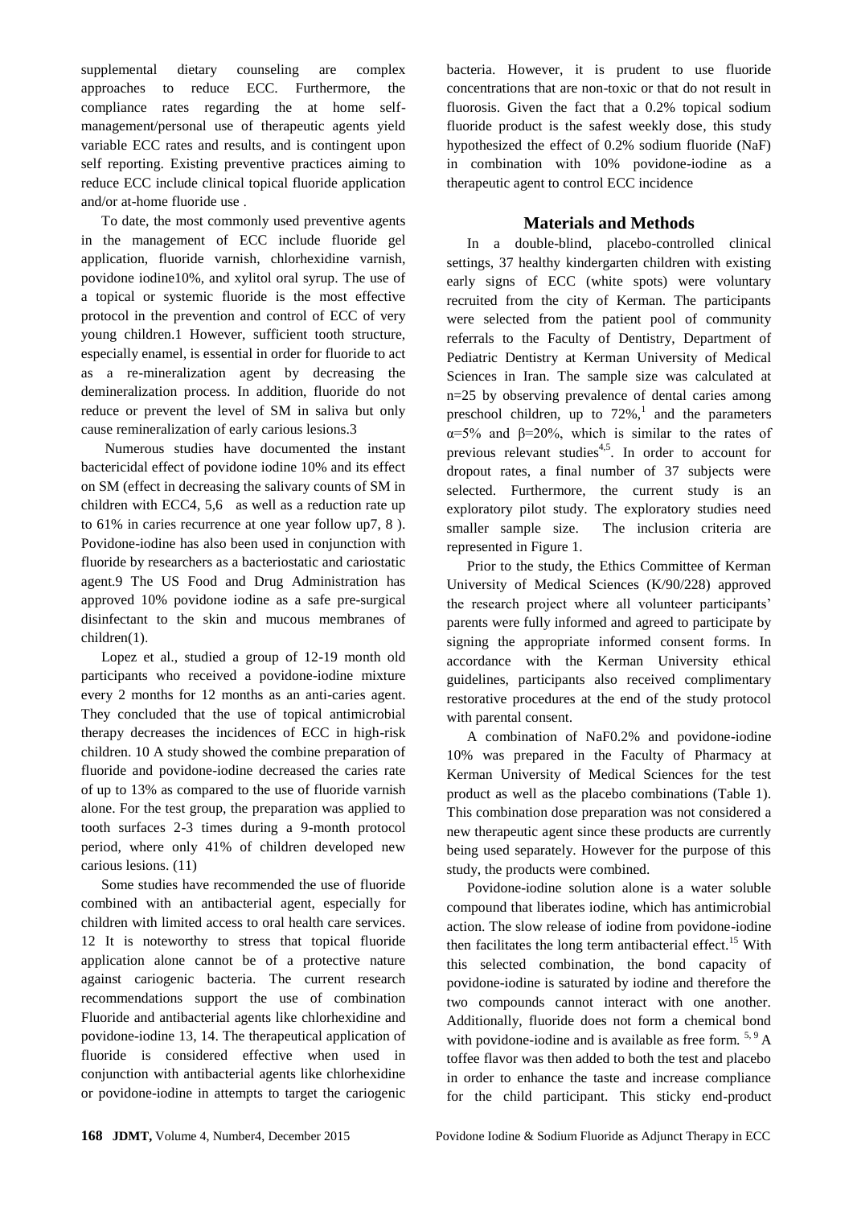supplemental dietary counseling are complex approaches to reduce ECC. Furthermore, the compliance rates regarding the at home self-management/personal use of therapeutic agents yield variable ECC rates and results, and is contingent upon self reporting. Existing preventive practices aiming to reduce ECC include clinical topical fluoride application and/or at-home fluoride use .

To date, the most commonly used preventive agents in the management of ECC include fluoride gel application, fluoride varnish, chlorhexidine varnish, povidone iodine10%, and xylitol oral syrup. The use of a topical or systemic fluoride is the most effective protocol in the prevention and control of ECC of very young children.1 However, sufficient tooth structure, especially enamel, is essential in order for fluoride to act as a re-mineralization agent by decreasing the demineralization process. In addition, fluoride do not reduce or prevent the level of SM in saliva but only cause remineralization of early carious lesions.3

Numerous studies have documented the instant bactericidal effect of povidone iodine 10% and its effect on SM (effect in decreasing the salivary counts of SM in children with ECC4, 5,6 as well as a reduction rate up to 61% in caries recurrence at one year follow up7, 8 ). Povidone-iodine has also been used in conjunction with fluoride by researchers as a bacteriostatic and cariostatic agent.9 The US Food and Drug Administration has approved 10% povidone iodine as a safe pre-surgical disinfectant to the skin and mucous membranes of children(1).

Lopez et al., studied a group of 12-19 month old participants who received a povidone-iodine mixture every 2 months for 12 months as an anti-caries agent. They concluded that the use of topical antimicrobial therapy decreases the incidences of ECC in high-risk children. 10 A study showed the combine preparation of fluoride and povidone-iodine decreased the caries rate of up to 13% as compared to the use of fluoride varnish alone. For the test group, the preparation was applied to tooth surfaces 2-3 times during a 9-month protocol period, where only 41% of children developed new carious lesions. (11)

Some studies have recommended the use of fluoride combined with an antibacterial agent, especially for children with limited access to oral health care services. 12 It is noteworthy to stress that topical fluoride application alone cannot be of a protective nature against cariogenic bacteria. The current research recommendations support the use of combination Fluoride and antibacterial agents like chlorhexidine and povidone-iodine 13, 14. The therapeutical application of fluoride is considered effective when used in conjunction with antibacterial agents like chlorhexidine or povidone-iodine in attempts to target the cariogenic bacteria. However, it is prudent to use fluoride concentrations that are non-toxic or that do not result in fluorosis. Given the fact that a 0.2% topical sodium fluoride product is the safest weekly dose, this study hypothesized the effect of 0.2% sodium fluoride (NaF) in combination with 10% povidone-iodine as a therapeutic agent to control ECC incidence

## Materials and Methods

In a double-blind, placebo-controlled clinical settings, 37 healthy kindergarten children with existing early signs of ECC (white spots) were voluntary recruited from the city of Kerman. The participants were selected from the patient pool of community referrals to the Faculty of Dentistry, Department of Pediatric Dentistry at Kerman University of Medical Sciences in Iran. The sample size was calculated at n=25 by observing prevalence of dental caries among preschool children, up to 72%,[1] and the parameters $\alpha$=5% and $\beta$=20%, which is similar to the rates of previous relevant studies[4,5]. In order to account for dropout rates, a final number of 37 subjects were selected. Furthermore, the current study is an exploratory pilot study. The exploratory studies need smaller sample size. The inclusion criteria are represented in Figure 1.

Prior to the study, the Ethics Committee of Kerman University of Medical Sciences (K/90/228) approved the research project where all volunteer participants' parents were fully informed and agreed to participate by signing the appropriate informed consent forms. In accordance with the Kerman University ethical guidelines, participants also received complimentary restorative procedures at the end of the study protocol with parental consent.

A combination of NaF0.2% and povidone-iodine 10% was prepared in the Faculty of Pharmacy at Kerman University of Medical Sciences for the test product as well as the placebo combinations (Table 1). This combination dose preparation was not considered a new therapeutic agent since these products are currently being used separately. However for the purpose of this study, the products were combined.

Povidone-iodine solution alone is a water soluble compound that liberates iodine, which has antimicrobial action. The slow release of iodine from povidone-iodine then facilitates the long term antibacterial effect.[15] With this selected combination, the bond capacity of povidone-iodine is saturated by iodine and therefore the two compounds cannot interact with one another. Additionally, fluoride does not form a chemical bond with povidone-iodine and is available as free form. [5, 9] A toffee flavor was then added to both the test and placebo in order to enhance the taste and increase compliance for the child participant. This sticky end-product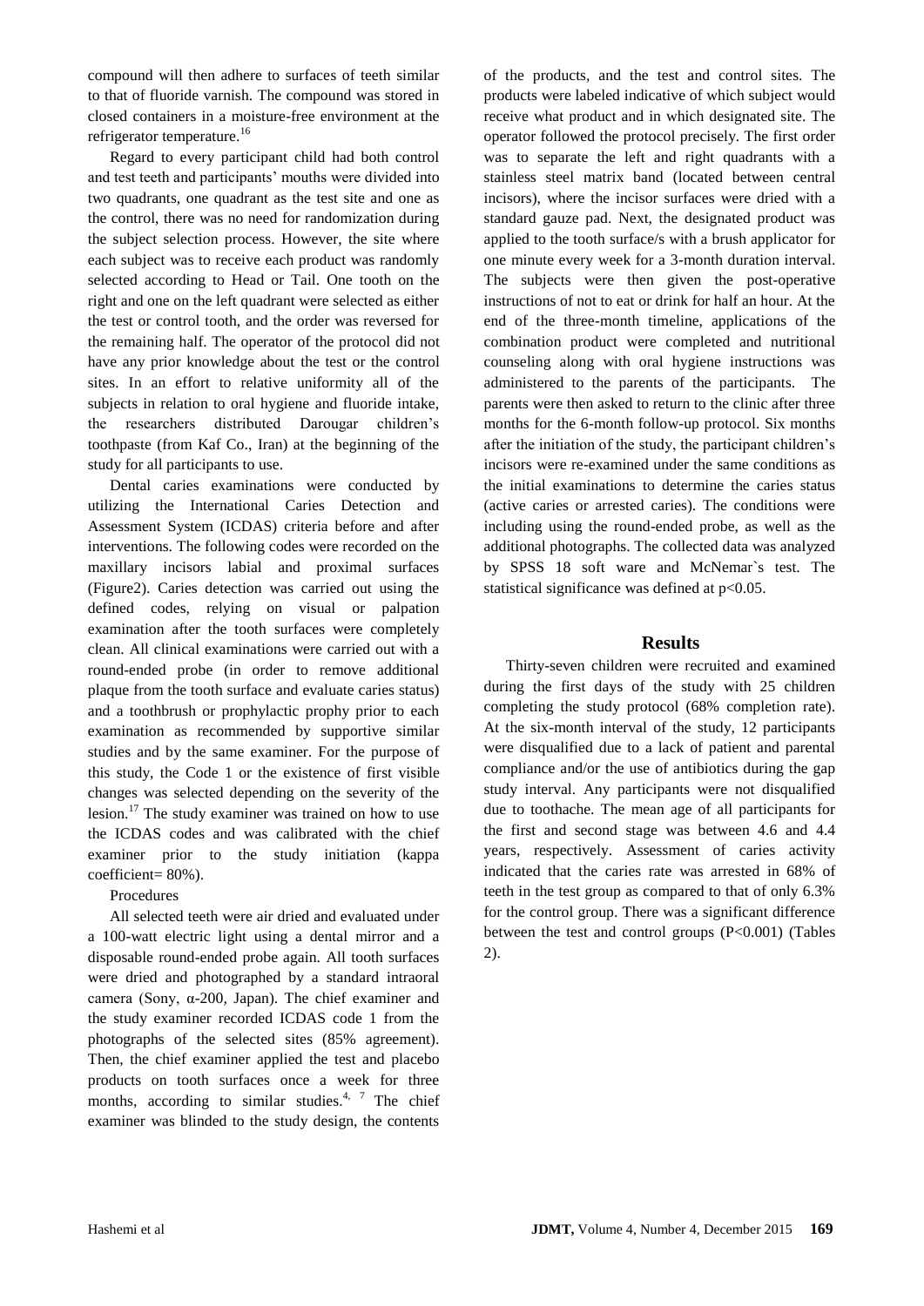compound will then adhere to surfaces of teeth similar to that of fluoride varnish. The compound was stored in closed containers in a moisture-free environment at the refrigerator temperature.[16]

Regard to every participant child had both control and test teeth and participants' mouths were divided into two quadrants, one quadrant as the test site and one as the control, there was no need for randomization during the subject selection process. However, the site where each subject was to receive each product was randomly selected according to Head or Tail. One tooth on the right and one on the left quadrant were selected as either the test or control tooth, and the order was reversed for the remaining half. The operator of the protocol did not have any prior knowledge about the test or the control sites. In an effort to relative uniformity all of the subjects in relation to oral hygiene and fluoride intake, the researchers distributed Darougar children's toothpaste (from Kaf Co., Iran) at the beginning of the study for all participants to use.

Dental caries examinations were conducted by utilizing the International Caries Detection and Assessment System (ICDAS) criteria before and after interventions. The following codes were recorded on the maxillary incisors labial and proximal surfaces (Figure2). Caries detection was carried out using the defined codes, relying on visual or palpation examination after the tooth surfaces were completely clean. All clinical examinations were carried out with a round-ended probe (in order to remove additional plaque from the tooth surface and evaluate caries status) and a toothbrush or prophylactic prophy prior to each examination as recommended by supportive similar studies and by the same examiner. For the purpose of this study, the Code 1 or the existence of first visible changes was selected depending on the severity of the lesion.[17] The study examiner was trained on how to use the ICDAS codes and was calibrated with the chief examiner prior to the study initiation (kappa coefficient= 80%).

Procedures

All selected teeth were air dried and evaluated under a 100-watt electric light using a dental mirror and a disposable round-ended probe again. All tooth surfaces were dried and photographed by a standard intraoral camera (Sony, α-200, Japan). The chief examiner and the study examiner recorded ICDAS code 1 from the photographs of the selected sites (85% agreement). Then, the chief examiner applied the test and placebo products on tooth surfaces once a week for three months, according to similar studies.[4, 7] The chief examiner was blinded to the study design, the contents of the products, and the test and control sites. The products were labeled indicative of which subject would receive what product and in which designated site. The operator followed the protocol precisely. The first order was to separate the left and right quadrants with a stainless steel matrix band (located between central incisors), where the incisor surfaces were dried with a standard gauze pad. Next, the designated product was applied to the tooth surface/s with a brush applicator for one minute every week for a 3-month duration interval. The subjects were then given the post-operative instructions of not to eat or drink for half an hour. At the end of the three-month timeline, applications of the combination product were completed and nutritional counseling along with oral hygiene instructions was administered to the parents of the participants. The parents were then asked to return to the clinic after three months for the 6-month follow-up protocol. Six months after the initiation of the study, the participant children's incisors were re-examined under the same conditions as the initial examinations to determine the caries status (active caries or arrested caries). The conditions were including using the round-ended probe, as well as the additional photographs. The collected data was analyzed by SPSS 18 soft ware and McNemar`s test. The statistical significance was defined at $p<0.05$.

## Results

Thirty-seven children were recruited and examined during the first days of the study with 25 children completing the study protocol (68% completion rate). At the six-month interval of the study, 12 participants were disqualified due to a lack of patient and parental compliance and/or the use of antibiotics during the gap study interval. Any participants were not disqualified due to toothache. The mean age of all participants for the first and second stage was between 4.6 and 4.4 years, respectively. Assessment of caries activity indicated that the caries rate was arrested in 68% of teeth in the test group as compared to that of only 6.3% for the control group. There was a significant difference between the test and control groups ($P<0.001$) (Tables 2).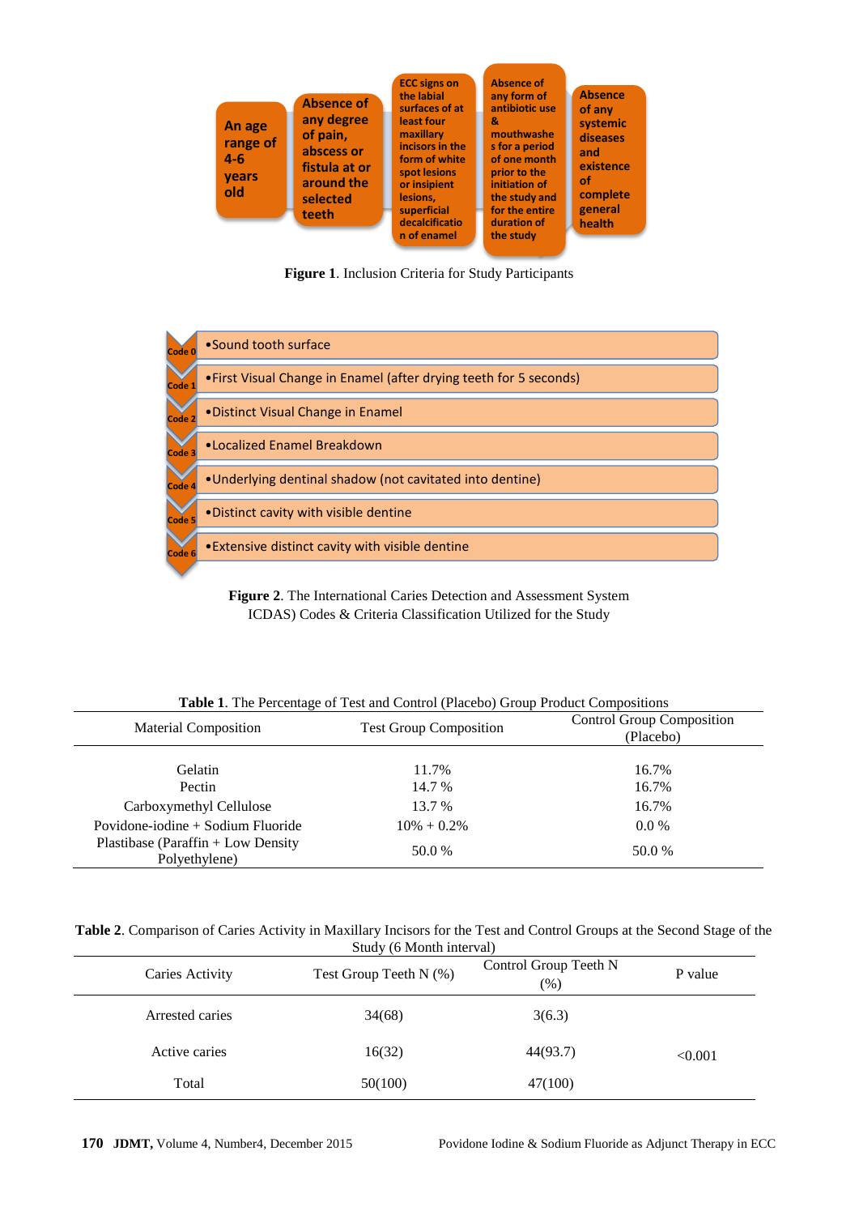An age range of 4-6 years old

Absence of any degree of pain, abscess or fistula at or around the selected teeth

ECC signs on the labial surfaces of at least four maxillary incisors in the form of white spot lesions or insipient lesions, superficial decalcification of enamel

Absence of any form of antibiotic use & mouthwashes for a period of one month prior to the initiation of the study and for the entire duration of the study

Absence of any systemic diseases and existence of complete general health

**Figure 1**. Inclusion Criteria for Study Participants

- Code 0 • Sound tooth surface
- Code 1 • First Visual Change in Enamel (after drying teeth for 5 seconds)
- Code 2 • Distinct Visual Change in Enamel
- Code 3 • Localized Enamel Breakdown
- Code 4 • Underlying dentinal shadow (not cavitated into dentine)
- Code 5 • Distinct cavity with visible dentine
- Code 6 • Extensive distinct cavity with visible dentine

**Figure 2**. The International Caries Detection and Assessment System ICDAS) Codes & Criteria Classification Utilized for the Study

**Table 1**. The Percentage of Test and Control (Placebo) Group Product Compositions

| Material Composition | Test Group Composition | Control Group Composition (Placebo) |
|---|---|---|
| Gelatin | 11.7% | 16.7% |
| Pectin | 14.7 % | 16.7% |
| Carboxymethyl Cellulose | 13.7 % | 16.7% |
| Povidone-iodine + Sodium Fluoride | 10% + 0.2% | 0.0 % |
| Plastibase (Paraffin + Low Density Polyethylene) | 50.0 % | 50.0 % |

**Table 2**. Comparison of Caries Activity in Maxillary Incisors for the Test and Control Groups at the Second Stage of the Study (6 Month interval)

| Caries Activity | Test Group Teeth N (%) | Control Group Teeth N (%) | P value |
|---|---|---|---|
| Arrested caries | 34(68) | 3(6.3) | |
| Active caries | 16(32) | 44(93.7) | <0.001 |
| Total | 50(100) | 47(100) | |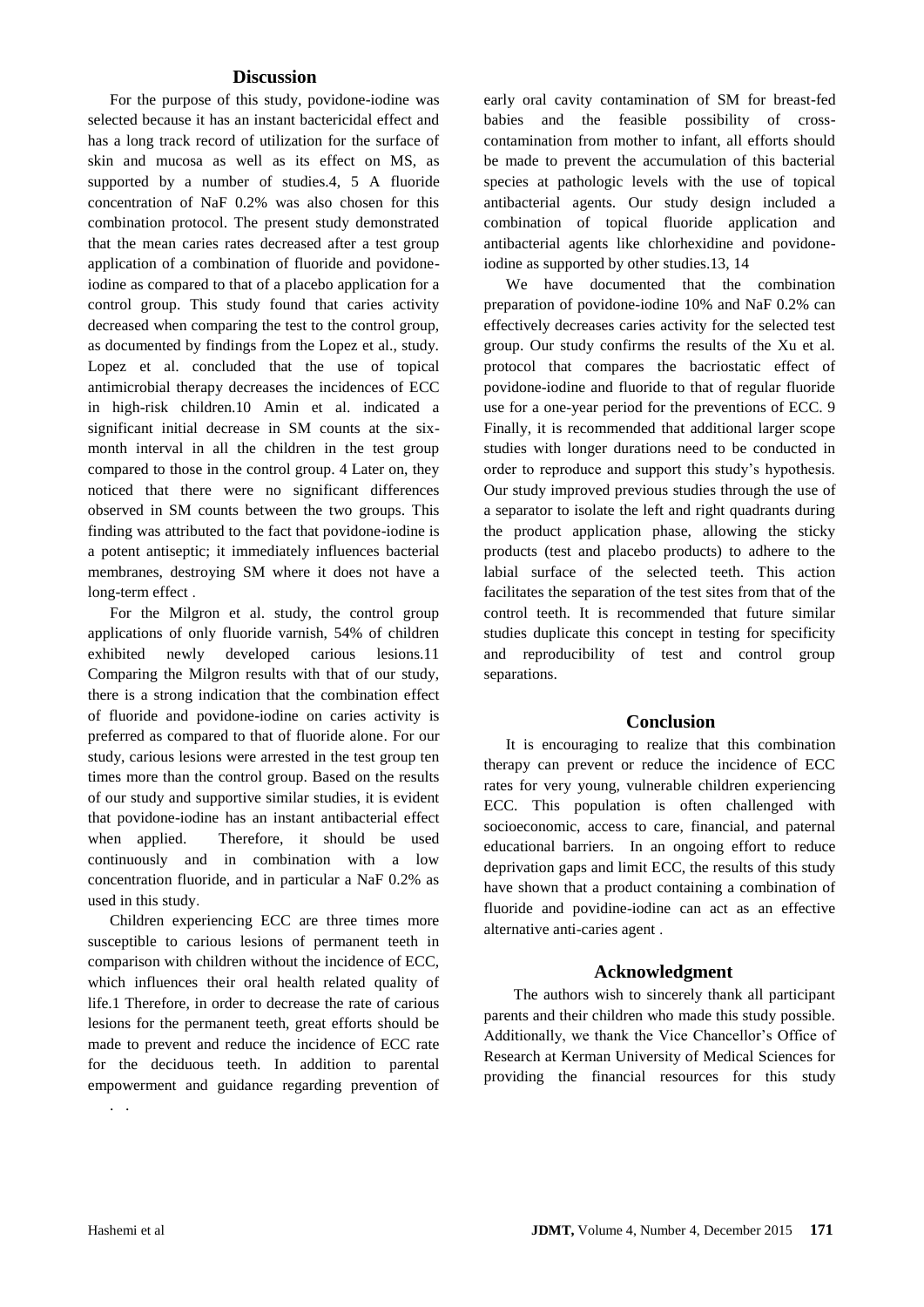## Discussion

For the purpose of this study, povidone-iodine was selected because it has an instant bactericidal effect and has a long track record of utilization for the surface of skin and mucosa as well as its effect on MS, as supported by a number of studies.4, 5 A fluoride concentration of NaF 0.2% was also chosen for this combination protocol. The present study demonstrated that the mean caries rates decreased after a test group application of a combination of fluoride and povidone-iodine as compared to that of a placebo application for a control group. This study found that caries activity decreased when comparing the test to the control group, as documented by findings from the Lopez et al., study. Lopez et al. concluded that the use of topical antimicrobial therapy decreases the incidences of ECC in high-risk children.10 Amin et al. indicated a significant initial decrease in SM counts at the six-month interval in all the children in the test group compared to those in the control group. 4 Later on, they noticed that there were no significant differences observed in SM counts between the two groups. This finding was attributed to the fact that povidone-iodine is a potent antiseptic; it immediately influences bacterial membranes, destroying SM where it does not have a long-term effect .

For the Milgron et al. study, the control group applications of only fluoride varnish, 54% of children exhibited newly developed carious lesions.11 Comparing the Milgron results with that of our study, there is a strong indication that the combination effect of fluoride and povidone-iodine on caries activity is preferred as compared to that of fluoride alone. For our study, carious lesions were arrested in the test group ten times more than the control group. Based on the results of our study and supportive similar studies, it is evident that povidone-iodine has an instant antibacterial effect when applied. Therefore, it should be used continuously and in combination with a low concentration fluoride, and in particular a NaF 0.2% as used in this study.

Children experiencing ECC are three times more susceptible to carious lesions of permanent teeth in comparison with children without the incidence of ECC, which influences their oral health related quality of life.1 Therefore, in order to decrease the rate of carious lesions for the permanent teeth, great efforts should be made to prevent and reduce the incidence of ECC rate for the deciduous teeth. In addition to parental empowerment and guidance regarding prevention of early oral cavity contamination of SM for breast-fed babies and the feasible possibility of cross-contamination from mother to infant, all efforts should be made to prevent the accumulation of this bacterial species at pathologic levels with the use of topical antibacterial agents. Our study design included a combination of topical fluoride application and antibacterial agents like chlorhexidine and povidone-iodine as supported by other studies.13, 14

We have documented that the combination preparation of povidone-iodine 10% and NaF 0.2% can effectively decreases caries activity for the selected test group. Our study confirms the results of the Xu et al. protocol that compares the bacriostatic effect of povidone-iodine and fluoride to that of regular fluoride use for a one-year period for the preventions of ECC. 9 Finally, it is recommended that additional larger scope studies with longer durations need to be conducted in order to reproduce and support this study's hypothesis. Our study improved previous studies through the use of a separator to isolate the left and right quadrants during the product application phase, allowing the sticky products (test and placebo products) to adhere to the labial surface of the selected teeth. This action facilitates the separation of the test sites from that of the control teeth. It is recommended that future similar studies duplicate this concept in testing for specificity and reproducibility of test and control group separations.

## Conclusion

It is encouraging to realize that this combination therapy can prevent or reduce the incidence of ECC rates for very young, vulnerable children experiencing ECC. This population is often challenged with socioeconomic, access to care, financial, and paternal educational barriers. In an ongoing effort to reduce deprivation gaps and limit ECC, the results of this study have shown that a product containing a combination of fluoride and povidine-iodine can act as an effective alternative anti-caries agent .

## Acknowledgment

The authors wish to sincerely thank all participant parents and their children who made this study possible. Additionally, we thank the Vice Chancellor's Office of Research at Kerman University of Medical Sciences for providing the financial resources for this study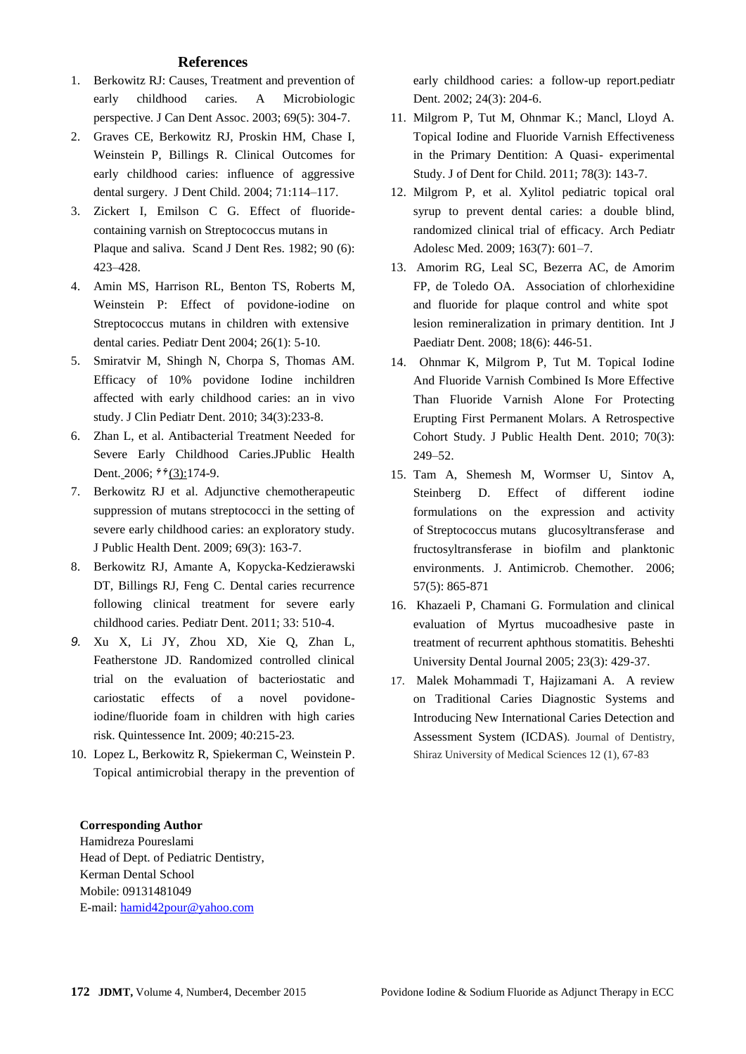## References

1. Berkowitz RJ: Causes, Treatment and prevention of early childhood caries. A Microbiologic perspective. J Can Dent Assoc. 2003; 69(5): 304-7.
2. Graves CE, Berkowitz RJ, Proskin HM, Chase I, Weinstein P, Billings R. Clinical Outcomes for early childhood caries: influence of aggressive dental surgery. J Dent Child. 2004; 71:114–117.
3. Zickert I, Emilson C G. Effect of fluoride-containing varnish on Streptococcus mutans in Plaque and saliva. Scand J Dent Res. 1982; 90 (6): 423–428.
4. Amin MS, Harrison RL, Benton TS, Roberts M, Weinstein P: Effect of povidone-iodine on Streptococcus mutans in children with extensive dental caries. Pediatr Dent 2004; 26(1): 5-10.
5. Smiratvir M, Shingh N, Chorpa S, Thomas AM. Efficacy of 10% povidone Iodine inchildren affected with early childhood caries: an in vivo study. J Clin Pediatr Dent. 2010; 34(3):233-8.
6. Zhan L, et al. Antibacterial Treatment Needed for Severe Early Childhood Caries.JPublic Health Dent. 2006; ۶۶(3):174-9.
7. Berkowitz RJ et al. Adjunctive chemotherapeutic suppression of mutans streptococci in the setting of severe early childhood caries: an exploratory study. J Public Health Dent. 2009; 69(3): 163-7.
8. Berkowitz RJ, Amante A, Kopycka-Kedzierawski DT, Billings RJ, Feng C. Dental caries recurrence following clinical treatment for severe early childhood caries. Pediatr Dent. 2011; 33: 510-4.
9. Xu X, Li JY, Zhou XD, Xie Q, Zhan L, Featherstone JD. Randomized controlled clinical trial on the evaluation of bacteriostatic and cariostatic effects of a novel povidone-iodine/fluoride foam in children with high caries risk. Quintessence Int. 2009; 40:215-23.
10. Lopez L, Berkowitz R, Spiekerman C, Weinstein P. Topical antimicrobial therapy in the prevention of early childhood caries: a follow-up report.pediatr Dent. 2002; 24(3): 204-6.
11. Milgrom P, Tut M, Ohnmar K.; Mancl, Lloyd A. Topical Iodine and Fluoride Varnish Effectiveness in the Primary Dentition: A Quasi- experimental Study. J of Dent for Child. 2011; 78(3): 143-7.
12. Milgrom P, et al. Xylitol pediatric topical oral syrup to prevent dental caries: a double blind, randomized clinical trial of efficacy. Arch Pediatr Adolesc Med. 2009; 163(7): 601–7.
13. Amorim RG, Leal SC, Bezerra AC, de Amorim FP, de Toledo OA. Association of chlorhexidine and fluoride for plaque control and white spot lesion remineralization in primary dentition. Int J Paediatr Dent. 2008; 18(6): 446-51.
14. Ohnmar K, Milgrom P, Tut M. Topical Iodine And Fluoride Varnish Combined Is More Effective Than Fluoride Varnish Alone For Protecting Erupting First Permanent Molars. A Retrospective Cohort Study. J Public Health Dent. 2010; 70(3): 249–52.
15. Tam A, Shemesh M, Wormser U, Sintov A, Steinberg D. Effect of different iodine formulations on the expression and activity of Streptococcus mutans glucosyltransferase and fructosyltransferase in biofilm and planktonic environments. J. Antimicrob. Chemother. 2006; 57(5): 865-871
16. Khazaeli P, Chamani G. Formulation and clinical evaluation of Myrtus mucoadhesive paste in treatment of recurrent aphthous stomatitis. Beheshti University Dental Journal 2005; 23(3): 429-37.
17. Malek Mohammadi T, Hajizamani A. A review on Traditional Caries Diagnostic Systems and Introducing New International Caries Detection and Assessment System (ICDAS). Journal of Dentistry, Shiraz University of Medical Sciences 12 (1), 67-83

**Corresponding Author**
Hamidreza Poureslami
Head of Dept. of Pediatric Dentistry,
Kerman Dental School
Mobile: 09131481049
E-mail: hamid42pour@yahoo.com